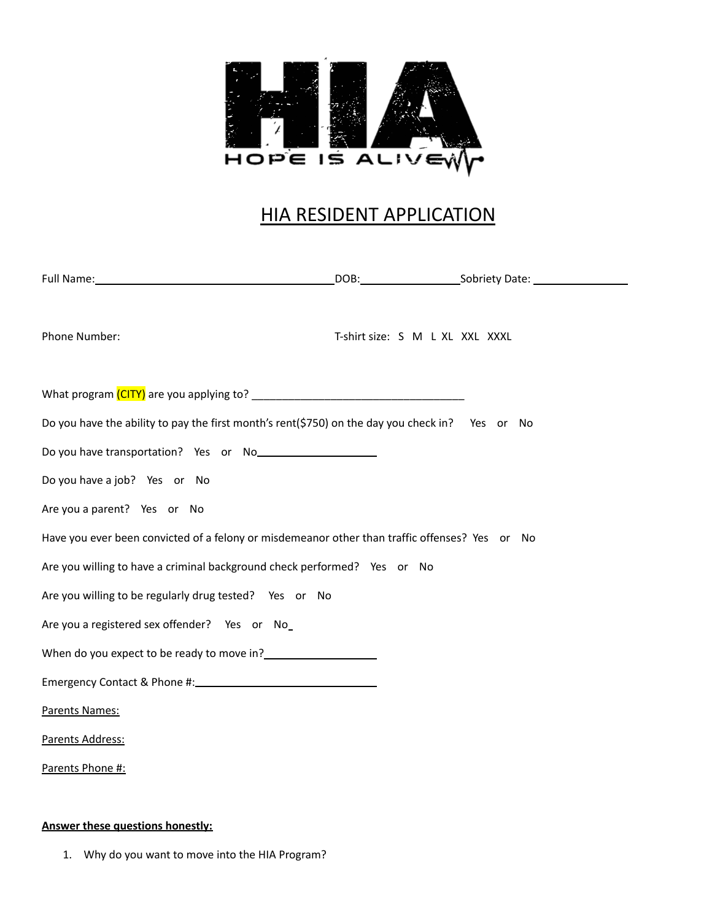HIA
HOPE IS ALIVE

# HIA RESIDENT APPLICATION

Full Name:________________________ DOB:____________ Sobriety Date: ____________

Phone Number: T-shirt size: S M L XL XXL XXXL

What program (CITY) are you applying to? ___________________________________

Do you have the ability to pay the first month's rent($750) on the day you check in? Yes or No

Do you have transportation? Yes or No____________________

Do you have a job? Yes or No

Are you a parent? Yes or No

Have you ever been convicted of a felony or misdemeanor other than traffic offenses? Yes or No

Are you willing to have a criminal background check performed? Yes or No

Are you willing to be regularly drug tested? Yes or No

Are you a registered sex offender? Yes or No_

When do you expect to be ready to move in?__________________

Emergency Contact & Phone #:______________________________

Parents Names:

Parents Address:

Parents Phone #:

**Answer these questions honestly:**

1. Why do you want to move into the HIA Program?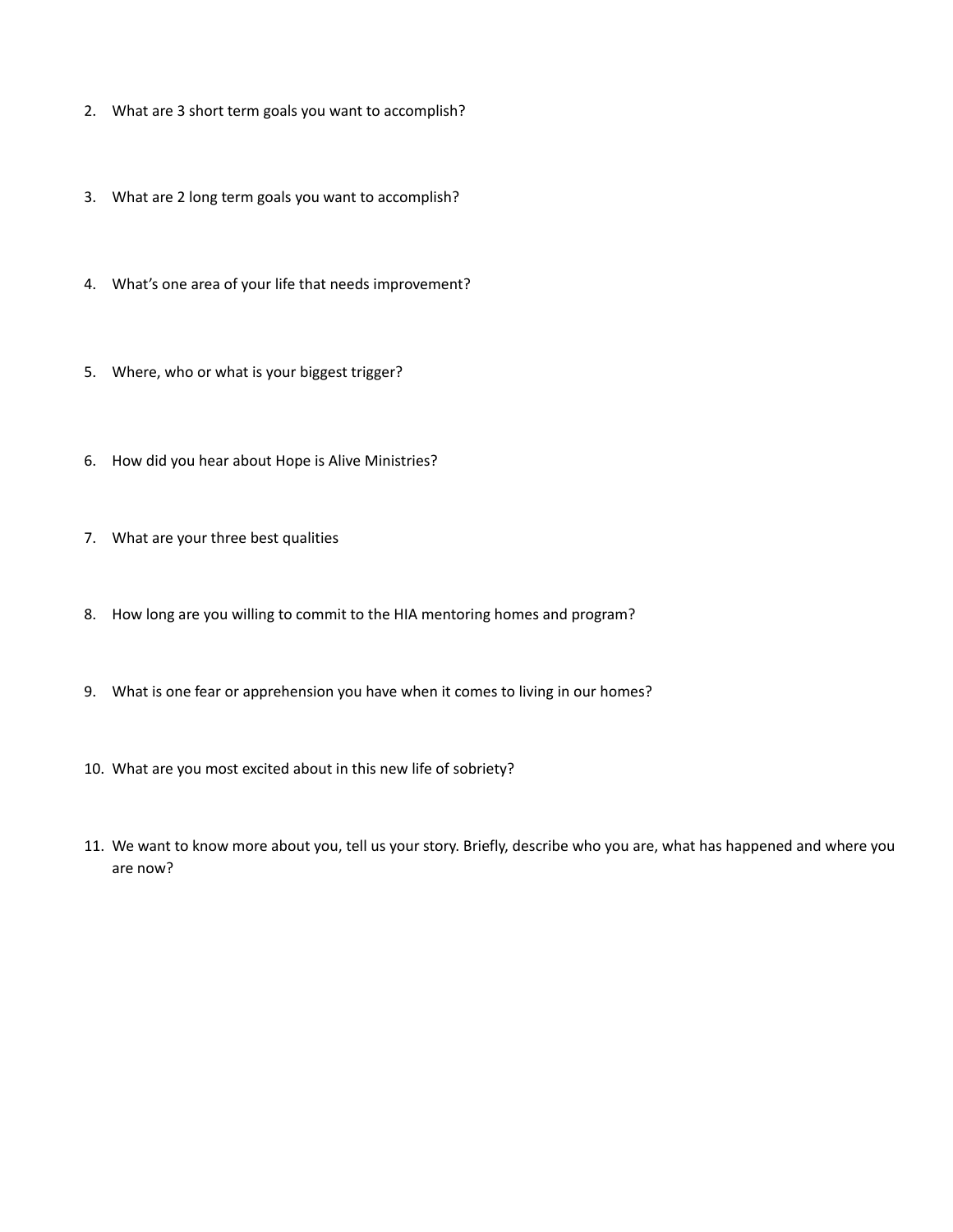2. What are 3 short term goals you want to accomplish?

3. What are 2 long term goals you want to accomplish?

4. What's one area of your life that needs improvement?

5. Where, who or what is your biggest trigger?

6. How did you hear about Hope is Alive Ministries?

7. What are your three best qualities

8. How long are you willing to commit to the HIA mentoring homes and program?

9. What is one fear or apprehension you have when it comes to living in our homes?

10. What are you most excited about in this new life of sobriety?

11. We want to know more about you, tell us your story. Briefly, describe who you are, what has happened and where you are now?